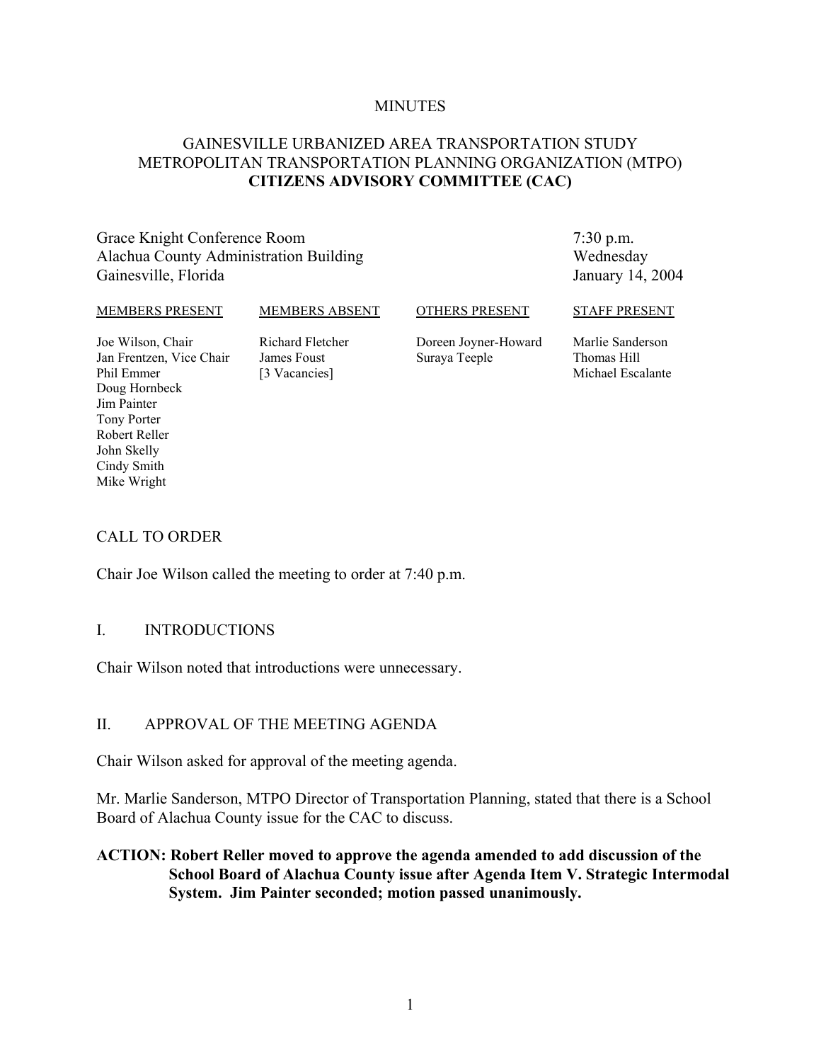MINUTES

# GAINESVILLE URBANIZED AREA TRANSPORTATION STUDY
# METROPOLITAN TRANSPORTATION PLANNING ORGANIZATION (MTPO)
# **CITIZENS ADVISORY COMMITTEE (CAC)**

Grace Knight Conference Room
Alachua County Administration Building
Gainesville, Florida

7:30 p.m.
Wednesday
January 14, 2004

| MEMBERS PRESENT | MEMBERS ABSENT | OTHERS PRESENT | STAFF PRESENT |
|---|---|---|---|
| Joe Wilson, Chair | Richard Fletcher | Doreen Joyner-Howard | Marlie Sanderson |
| Jan Frentzen, Vice Chair | James Foust | Suraya Teeple | Thomas Hill |
| Phil Emmer | [3 Vacancies] | | Michael Escalante |
| Doug Hornbeck | | | |
| Jim Painter | | | |
| Tony Porter | | | |
| Robert Reller | | | |
| John Skelly | | | |
| Cindy Smith | | | |
| Mike Wright | | | |

## CALL TO ORDER

Chair Joe Wilson called the meeting to order at 7:40 p.m.

## I. INTRODUCTIONS

Chair Wilson noted that introductions were unnecessary.

## II. APPROVAL OF THE MEETING AGENDA

Chair Wilson asked for approval of the meeting agenda.

Mr. Marlie Sanderson, MTPO Director of Transportation Planning, stated that there is a School Board of Alachua County issue for the CAC to discuss.

**ACTION: Robert Reller moved to approve the agenda amended to add discussion of the School Board of Alachua County issue after Agenda Item V. Strategic Intermodal System. Jim Painter seconded; motion passed unanimously.**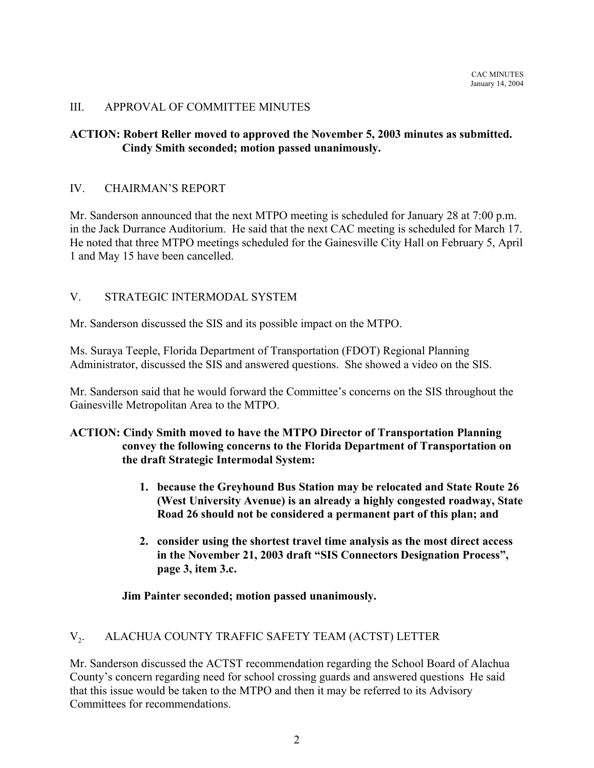## III. APPROVAL OF COMMITTEE MINUTES

**ACTION: Robert Reller moved to approved the November 5, 2003 minutes as submitted. Cindy Smith seconded; motion passed unanimously.**

## IV. CHAIRMAN'S REPORT

Mr. Sanderson announced that the next MTPO meeting is scheduled for January 28 at 7:00 p.m. in the Jack Durrance Auditorium. He said that the next CAC meeting is scheduled for March 17. He noted that three MTPO meetings scheduled for the Gainesville City Hall on February 5, April 1 and May 15 have been cancelled.

## V. STRATEGIC INTERMODAL SYSTEM

Mr. Sanderson discussed the SIS and its possible impact on the MTPO.

Ms. Suraya Teeple, Florida Department of Transportation (FDOT) Regional Planning Administrator, discussed the SIS and answered questions. She showed a video on the SIS.

Mr. Sanderson said that he would forward the Committee's concerns on the SIS throughout the Gainesville Metropolitan Area to the MTPO.

**ACTION: Cindy Smith moved to have the MTPO Director of Transportation Planning convey the following concerns to the Florida Department of Transportation on the draft Strategic Intermodal System:**

1. **because the Greyhound Bus Station may be relocated and State Route 26 (West University Avenue) is an already a highly congested roadway, State Road 26 should not be considered a permanent part of this plan; and**

2. **consider using the shortest travel time analysis as the most direct access in the November 21, 2003 draft "SIS Connectors Designation Process", page 3, item 3.c.**

**Jim Painter seconded; motion passed unanimously.**

## $V_2$. ALACHUA COUNTY TRAFFIC SAFETY TEAM (ACTST) LETTER

Mr. Sanderson discussed the ACTST recommendation regarding the School Board of Alachua County's concern regarding need for school crossing guards and answered questions He said that this issue would be taken to the MTPO and then it may be referred to its Advisory Committees for recommendations.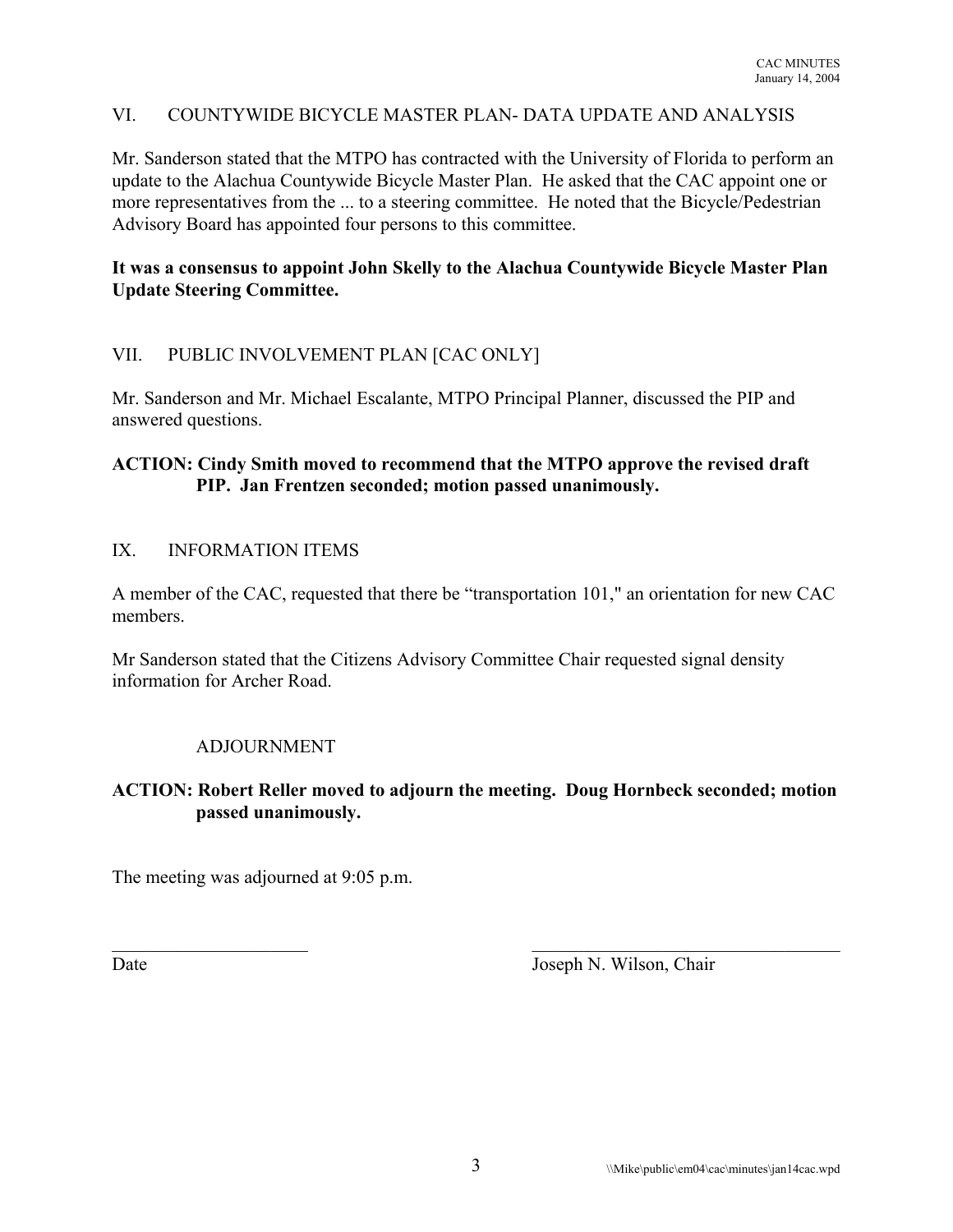## VI. COUNTYWIDE BICYCLE MASTER PLAN- DATA UPDATE AND ANALYSIS

Mr. Sanderson stated that the MTPO has contracted with the University of Florida to perform an update to the Alachua Countywide Bicycle Master Plan. He asked that the CAC appoint one or more representatives from the ... to a steering committee. He noted that the Bicycle/Pedestrian Advisory Board has appointed four persons to this committee.

**It was a consensus to appoint John Skelly to the Alachua Countywide Bicycle Master Plan Update Steering Committee.**

## VII. PUBLIC INVOLVEMENT PLAN [CAC ONLY]

Mr. Sanderson and Mr. Michael Escalante, MTPO Principal Planner, discussed the PIP and answered questions.

**ACTION: Cindy Smith moved to recommend that the MTPO approve the revised draft PIP. Jan Frentzen seconded; motion passed unanimously.**

## IX. INFORMATION ITEMS

A member of the CAC, requested that there be "transportation 101," an orientation for new CAC members.

Mr Sanderson stated that the Citizens Advisory Committee Chair requested signal density information for Archer Road.

## ADJOURNMENT

**ACTION: Robert Reller moved to adjourn the meeting. Doug Hornbeck seconded; motion passed unanimously.**

The meeting was adjourned at 9:05 p.m.

\_\_\_\_\_\_\_\_\_\_\_\_\_\_\_\_\_\_\_\_\_\_ \_\_\_\_\_\_\_\_\_\_\_\_\_\_\_\_\_\_\_\_\_\_\_\_\_\_\_\_\_\_\_\_\_\_

Date Joseph N. Wilson, Chair

\\Mike\public\em04\cac\minutes\jan14cac.wpd